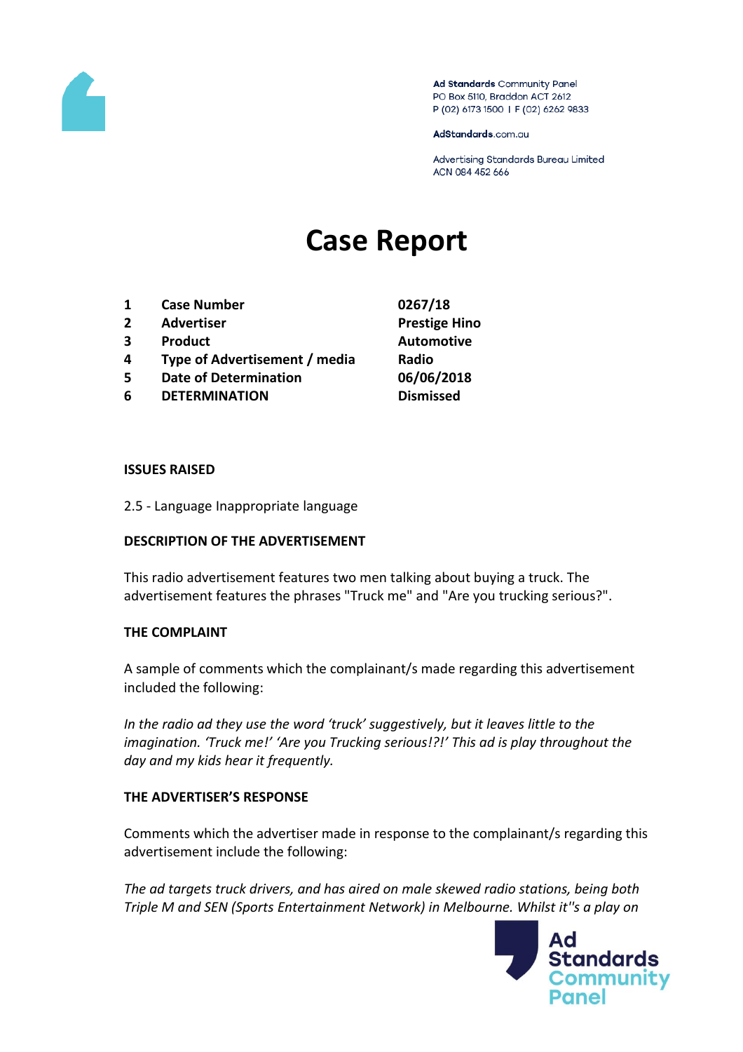Ad Standards Community Panel
PO Box 5110, Braddon ACT 2612
P (02) 6173 1500 | F (02) 6262 9833

AdStandards.com.au

Advertising Standards Bureau Limited
ACN 084 452 666

# Case Report

| | | |
|---|---|---|
| 1 | **Case Number** | **0267/18** |
| 2 | **Advertiser** | **Prestige Hino** |
| 3 | **Product** | **Automotive** |
| 4 | **Type of Advertisement / media** | **Radio** |
| 5 | **Date of Determination** | **06/06/2018** |
| 6 | **DETERMINATION** | **Dismissed** |

**ISSUES RAISED**

2.5 - Language Inappropriate language

**DESCRIPTION OF THE ADVERTISEMENT**

This radio advertisement features two men talking about buying a truck. The advertisement features the phrases "Truck me" and "Are you trucking serious?".

**THE COMPLAINT**

A sample of comments which the complainant/s made regarding this advertisement included the following:

*In the radio ad they use the word 'truck' suggestively, but it leaves little to the imagination. 'Truck me!' 'Are you Trucking serious!?!' This ad is play throughout the day and my kids hear it frequently.*

**THE ADVERTISER'S RESPONSE**

Comments which the advertiser made in response to the complainant/s regarding this advertisement include the following:

*The ad targets truck drivers, and has aired on male skewed radio stations, being both Triple M and SEN (Sports Entertainment Network) in Melbourne. Whilst it''s a play on*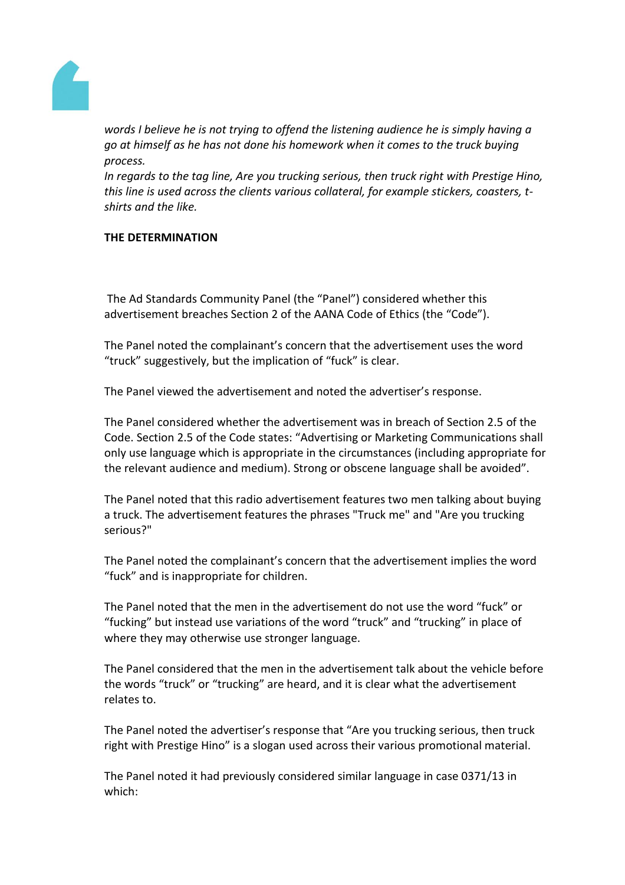*words I believe he is not trying to offend the listening audience he is simply having a go at himself as he has not done his homework when it comes to the truck buying process.*
*In regards to the tag line, Are you trucking serious, then truck right with Prestige Hino, this line is used across the clients various collateral, for example stickers, coasters, t-shirts and the like.*

**THE DETERMINATION**

The Ad Standards Community Panel (the "Panel") considered whether this advertisement breaches Section 2 of the AANA Code of Ethics (the "Code").

The Panel noted the complainant's concern that the advertisement uses the word "truck" suggestively, but the implication of "fuck" is clear.

The Panel viewed the advertisement and noted the advertiser's response.

The Panel considered whether the advertisement was in breach of Section 2.5 of the Code. Section 2.5 of the Code states: "Advertising or Marketing Communications shall only use language which is appropriate in the circumstances (including appropriate for the relevant audience and medium). Strong or obscene language shall be avoided".

The Panel noted that this radio advertisement features two men talking about buying a truck. The advertisement features the phrases "Truck me" and "Are you trucking serious?"

The Panel noted the complainant's concern that the advertisement implies the word "fuck" and is inappropriate for children.

The Panel noted that the men in the advertisement do not use the word "fuck" or "fucking" but instead use variations of the word "truck" and "trucking" in place of where they may otherwise use stronger language.

The Panel considered that the men in the advertisement talk about the vehicle before the words "truck" or "trucking" are heard, and it is clear what the advertisement relates to.

The Panel noted the advertiser's response that "Are you trucking serious, then truck right with Prestige Hino" is a slogan used across their various promotional material.

The Panel noted it had previously considered similar language in case 0371/13 in which: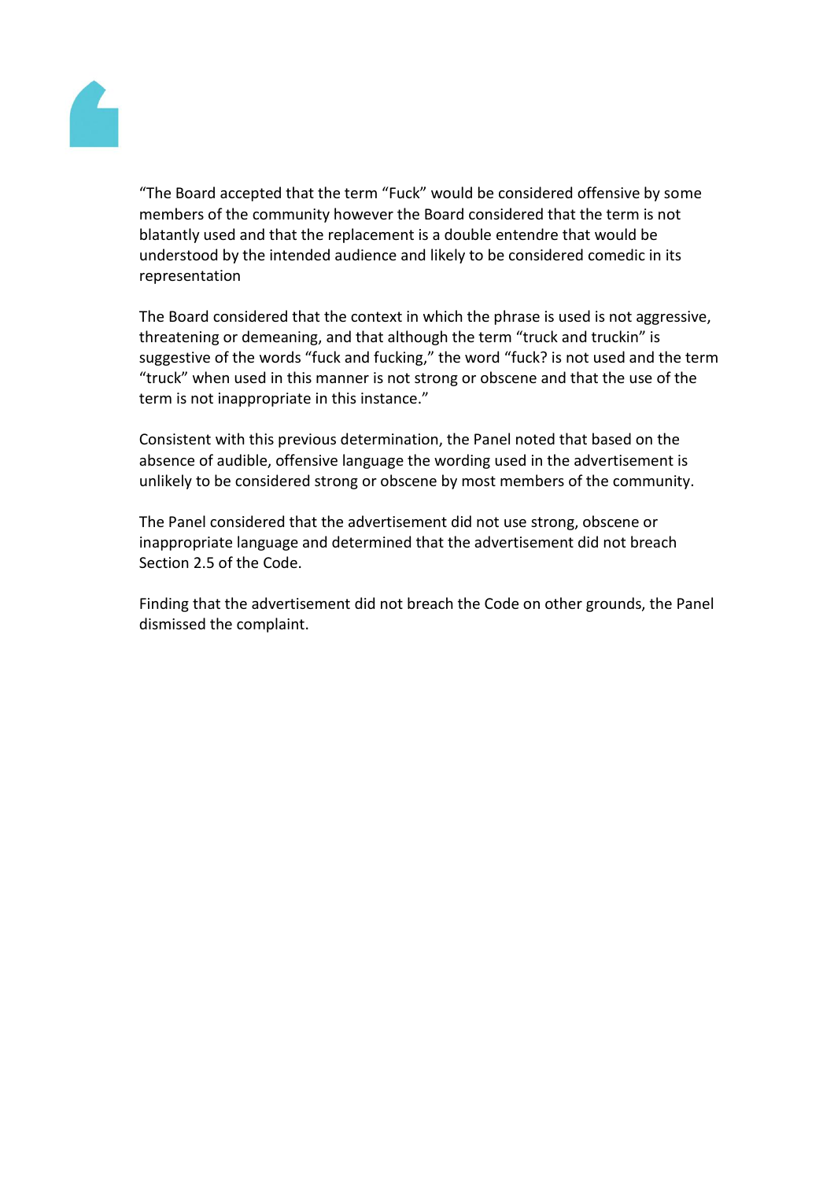“The Board accepted that the term “Fuck” would be considered offensive by some members of the community however the Board considered that the term is not blatantly used and that the replacement is a double entendre that would be understood by the intended audience and likely to be considered comedic in its representation

The Board considered that the context in which the phrase is used is not aggressive, threatening or demeaning, and that although the term “truck and truckin” is suggestive of the words “fuck and fucking,” the word “fuck? is not used and the term “truck” when used in this manner is not strong or obscene and that the use of the term is not inappropriate in this instance.”

Consistent with this previous determination, the Panel noted that based on the absence of audible, offensive language the wording used in the advertisement is unlikely to be considered strong or obscene by most members of the community.

The Panel considered that the advertisement did not use strong, obscene or inappropriate language and determined that the advertisement did not breach Section 2.5 of the Code.

Finding that the advertisement did not breach the Code on other grounds, the Panel dismissed the complaint.